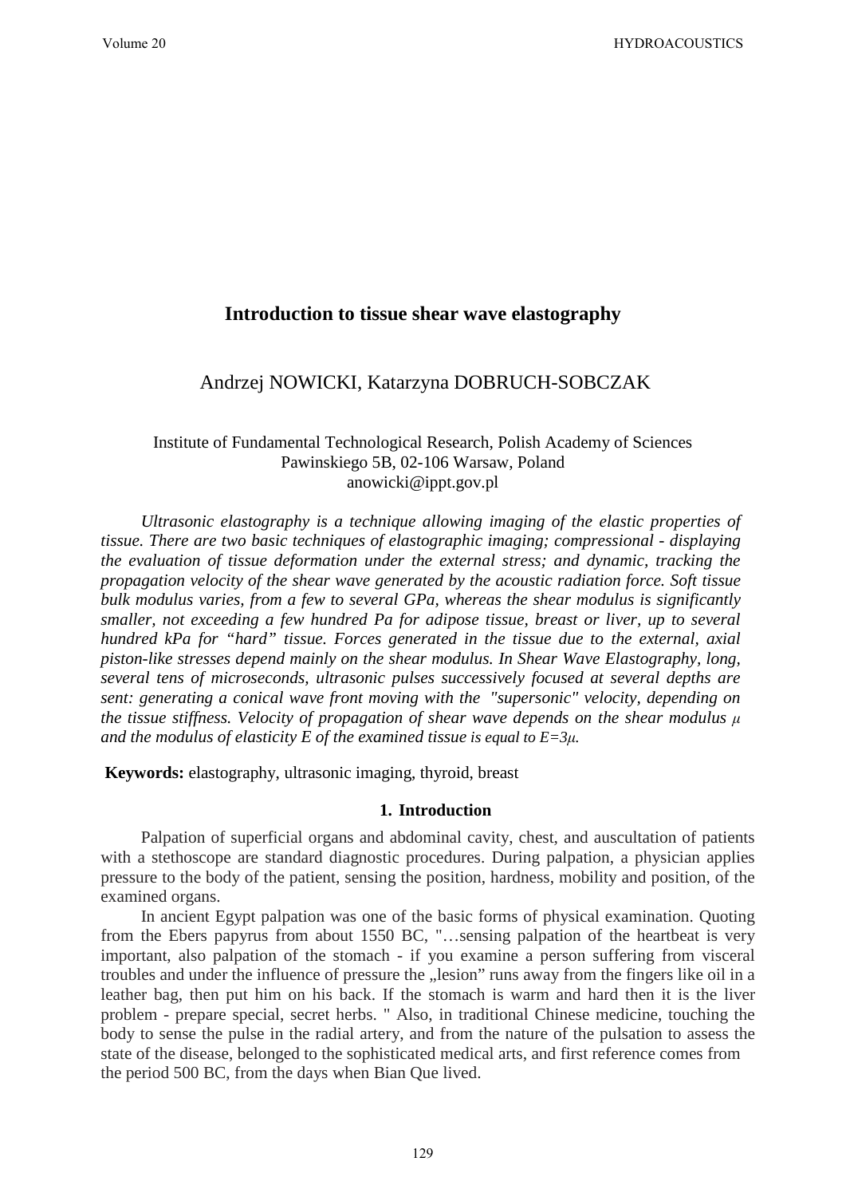# Introduction to tissue shear wave elastography

Andrzej NOWICKI, Katarzyna DOBRUCH-SOBCZAK

Institute of Fundamental Technological Research, Polish Academy of Sciences
Pawinskiego 5B, 02-106 Warsaw, Poland
anowicki@ippt.gov.pl

*Ultrasonic elastography is a technique allowing imaging of the elastic properties of tissue. There are two basic techniques of elastographic imaging; compressional - displaying the evaluation of tissue deformation under the external stress; and dynamic, tracking the propagation velocity of the shear wave generated by the acoustic radiation force. Soft tissue bulk modulus varies, from a few to several GPa, whereas the shear modulus is significantly smaller, not exceeding a few hundred Pa for adipose tissue, breast or liver, up to several hundred kPa for "hard" tissue. Forces generated in the tissue due to the external, axial piston-like stresses depend mainly on the shear modulus. In Shear Wave Elastography, long, several tens of microseconds, ultrasonic pulses successively focused at several depths are sent: generating a conical wave front moving with the "supersonic" velocity, depending on the tissue stiffness. Velocity of propagation of shear wave depends on the shear modulus $\mu$ and the modulus of elasticity E of the examined tissue is equal to $E=3\mu$.*

**Keywords:** elastography, ultrasonic imaging, thyroid, breast

## 1. Introduction

Palpation of superficial organs and abdominal cavity, chest, and auscultation of patients with a stethoscope are standard diagnostic procedures. During palpation, a physician applies pressure to the body of the patient, sensing the position, hardness, mobility and position, of the examined organs.

In ancient Egypt palpation was one of the basic forms of physical examination. Quoting from the Ebers papyrus from about 1550 BC, "…sensing palpation of the heartbeat is very important, also palpation of the stomach - if you examine a person suffering from visceral troubles and under the influence of pressure the „lesion" runs away from the fingers like oil in a leather bag, then put him on his back. If the stomach is warm and hard then it is the liver problem - prepare special, secret herbs. " Also, in traditional Chinese medicine, touching the body to sense the pulse in the radial artery, and from the nature of the pulsation to assess the state of the disease, belonged to the sophisticated medical arts, and first reference comes from the period 500 BC, from the days when Bian Que lived.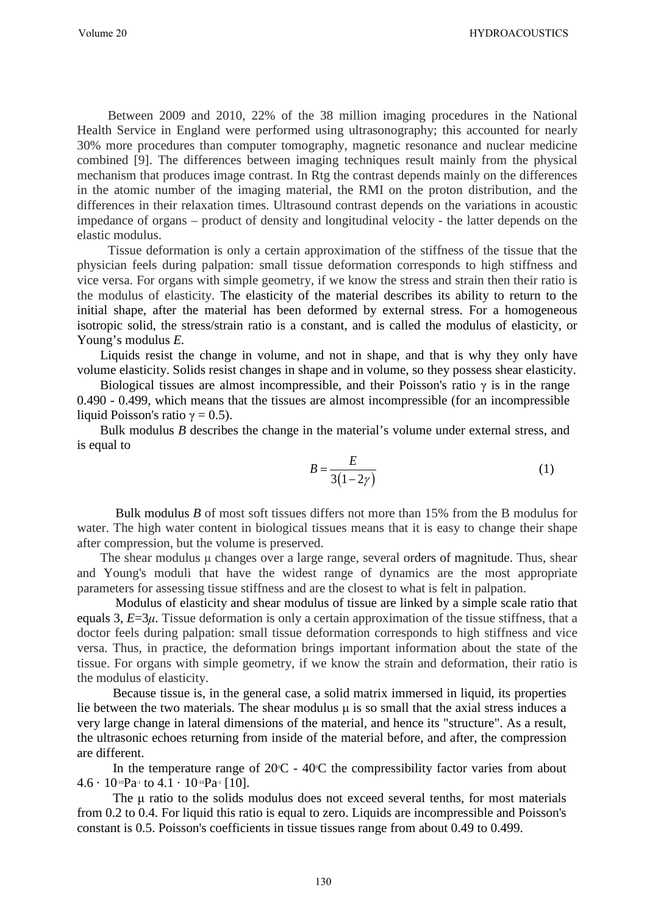Between 2009 and 2010, 22% of the 38 million imaging procedures in the National Health Service in England were performed using ultrasonography; this accounted for nearly 30% more procedures than computer tomography, magnetic resonance and nuclear medicine combined [9]. The differences between imaging techniques result mainly from the physical mechanism that produces image contrast. In Rtg the contrast depends mainly on the differences in the atomic number of the imaging material, the RMI on the proton distribution, and the differences in their relaxation times. Ultrasound contrast depends on the variations in acoustic impedance of organs – product of density and longitudinal velocity - the latter depends on the elastic modulus.

Tissue deformation is only a certain approximation of the stiffness of the tissue that the physician feels during palpation: small tissue deformation corresponds to high stiffness and vice versa. For organs with simple geometry, if we know the stress and strain then their ratio is the modulus of elasticity. The elasticity of the material describes its ability to return to the initial shape, after the material has been deformed by external stress. For a homogeneous isotropic solid, the stress/strain ratio is a constant, and is called the modulus of elasticity, or Young's modulus *E*.

Liquids resist the change in volume, and not in shape, and that is why they only have volume elasticity. Solids resist changes in shape and in volume, so they possess shear elasticity.

Biological tissues are almost incompressible, and their Poisson's ratio $\gamma$ is in the range 0.490 - 0.499, which means that the tissues are almost incompressible (for an incompressible liquid Poisson's ratio $\gamma = 0.5$).

Bulk modulus *B* describes the change in the material's volume under external stress, and is equal to

$$B = \frac{E}{3(1-2\gamma)} \tag{1}$$

Bulk modulus *B* of most soft tissues differs not more than 15% from the B modulus for water. The high water content in biological tissues means that it is easy to change their shape after compression, but the volume is preserved.

The shear modulus $\mu$ changes over a large range, several orders of magnitude. Thus, shear and Young's moduli that have the widest range of dynamics are the most appropriate parameters for assessing tissue stiffness and are the closest to what is felt in palpation.

Modulus of elasticity and shear modulus of tissue are linked by a simple scale ratio that equals 3, $E=3\mu$. Tissue deformation is only a certain approximation of the tissue stiffness, that a doctor feels during palpation: small tissue deformation corresponds to high stiffness and vice versa. Thus, in practice, the deformation brings important information about the state of the tissue. For organs with simple geometry, if we know the strain and deformation, their ratio is the modulus of elasticity.

Because tissue is, in the general case, a solid matrix immersed in liquid, its properties lie between the two materials. The shear modulus $\mu$ is so small that the axial stress induces a very large change in lateral dimensions of the material, and hence its "structure". As a result, the ultrasonic echoes returning from inside of the material before, and after, the compression are different.

In the temperature range of $20^{0}$C - $40^{0}$C the compressibility factor varies from about $4.6 \cdot 10^{-10}\mathrm{Pa}^{-1}$ to $4.1 \cdot 10^{-10}\mathrm{Pa}^{-1}$ [10].

The $\mu$ ratio to the solids modulus does not exceed several tenths, for most materials from 0.2 to 0.4. For liquid this ratio is equal to zero. Liquids are incompressible and Poisson's constant is 0.5. Poisson's coefficients in tissue tissues range from about 0.49 to 0.499.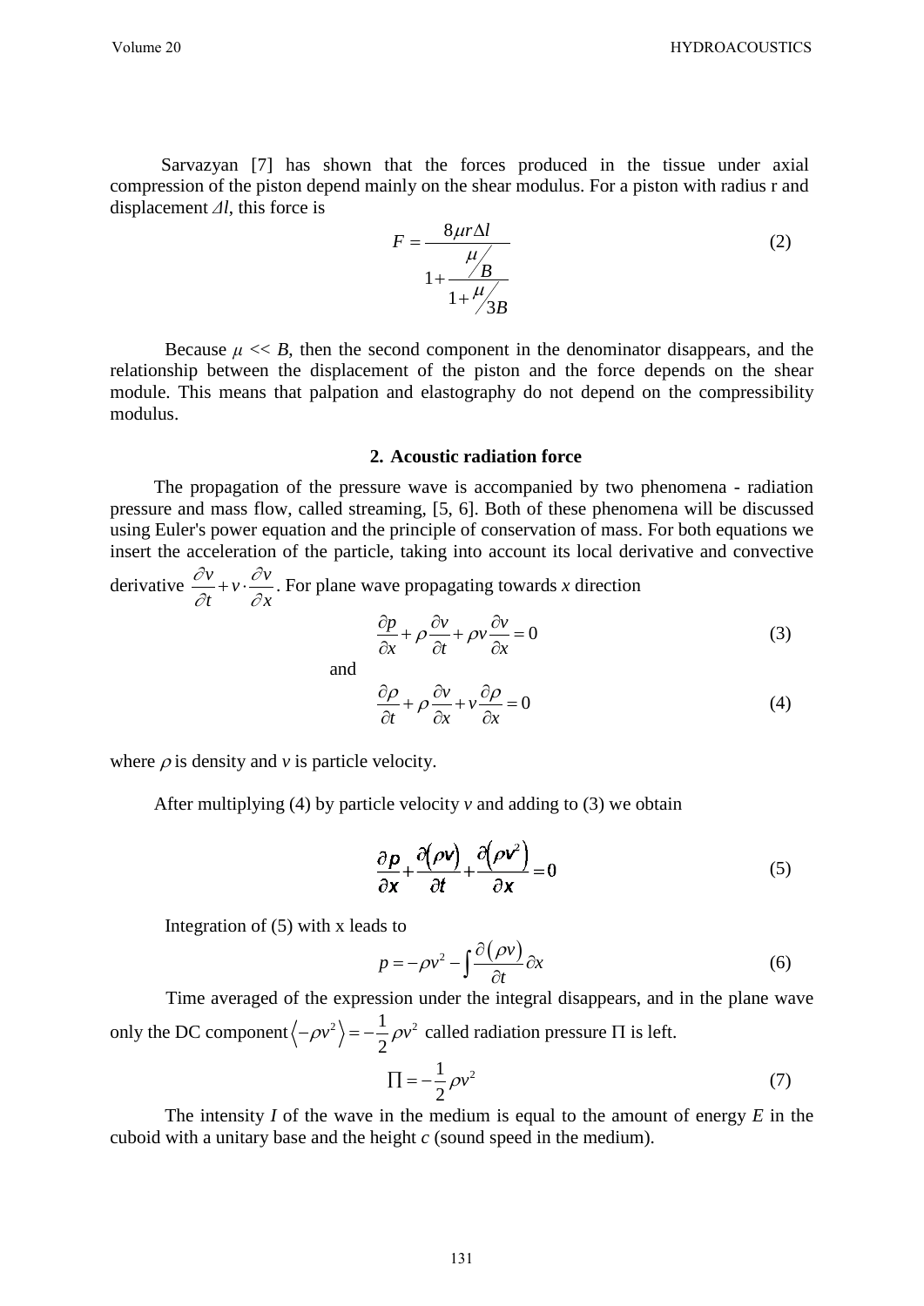Sarvazyan [7] has shown that the forces produced in the tissue under axial compression of the piston depend mainly on the shear modulus. For a piston with radius r and displacement *Δl*, this force is

$$F = \frac{8\mu r \Delta l}{1 + \dfrac{\mu / B}{1 + \mu / 3B}} \tag{2}$$

Because $\mu << B$, then the second component in the denominator disappears, and the relationship between the displacement of the piston and the force depends on the shear module. This means that palpation and elastography do not depend on the compressibility modulus.

## 2. Acoustic radiation force

The propagation of the pressure wave is accompanied by two phenomena - radiation pressure and mass flow, called streaming, [5, 6]. Both of these phenomena will be discussed using Euler's power equation and the principle of conservation of mass. For both equations we insert the acceleration of the particle, taking into account its local derivative and convective derivative $\frac{\partial v}{\partial t} + v \cdot \frac{\partial v}{\partial x}$. For plane wave propagating towards *x* direction

$$\frac{\partial p}{\partial x} + \rho \frac{\partial v}{\partial t} + \rho v \frac{\partial v}{\partial x} = 0 \tag{3}$$

and

$$\frac{\partial \rho}{\partial t} + \rho \frac{\partial v}{\partial x} + v \frac{\partial \rho}{\partial x} = 0 \tag{4}$$

where $\rho$ is density and *v* is particle velocity.

After multiplying (4) by particle velocity *v* and adding to (3) we obtain

$$\frac{\partial p}{\partial x} + \frac{\partial (\rho v)}{\partial t} + \frac{\partial (\rho v^2)}{\partial x} = 0 \tag{5}$$

Integration of (5) with x leads to

$$p = -\rho v^2 - \int \frac{\partial (\rho v)}{\partial t} \partial x \tag{6}$$

Time averaged of the expression under the integral disappears, and in the plane wave only the DC component $\langle -\rho v^2 \rangle = -\frac{1}{2}\rho v^2$ called radiation pressure Π is left.

$$\Pi = -\frac{1}{2}\rho v^2 \tag{7}$$

The intensity *I* of the wave in the medium is equal to the amount of energy *E* in the cuboid with a unitary base and the height *c* (sound speed in the medium).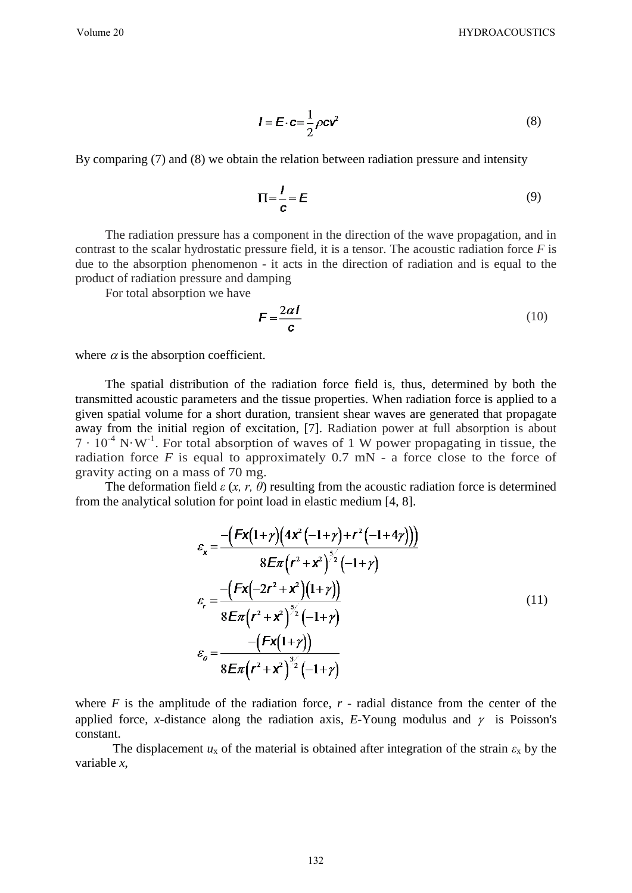$$I = E \cdot c = \frac{1}{2}\rho c v^2 \tag{8}$$

By comparing (7) and (8) we obtain the relation between radiation pressure and intensity

$$\Pi = \frac{I}{c} = E \tag{9}$$

The radiation pressure has a component in the direction of the wave propagation, and in contrast to the scalar hydrostatic pressure field, it is a tensor. The acoustic radiation force $F$ is due to the absorption phenomenon - it acts in the direction of radiation and is equal to the product of radiation pressure and damping

For total absorption we have

$$F = \frac{2\alpha I}{c} \tag{10}$$

where $\alpha$ is the absorption coefficient.

The spatial distribution of the radiation force field is, thus, determined by both the transmitted acoustic parameters and the tissue properties. When radiation force is applied to a given spatial volume for a short duration, transient shear waves are generated that propagate away from the initial region of excitation, [7]. Radiation power at full absorption is about $7 \cdot 10^{-4}$ N·W$^{-1}$. For total absorption of waves of 1 W power propagating in tissue, the radiation force $F$ is equal to approximately 0.7 mN - a force close to the force of gravity acting on a mass of 70 mg.

The deformation field $\varepsilon$ $(x, r, \theta)$ resulting from the acoustic radiation force is determined from the analytical solution for point load in elastic medium [4, 8].

$$\begin{aligned}
\varepsilon_x &= \frac{-\left(Fx(1+\gamma)\left(4x^2(-1+\gamma)+r^2(-1+4\gamma)\right)\right)}{8E\pi\left(r^2+x^2\right)^{5/2}(-1+\gamma)} \\
\varepsilon_r &= \frac{-\left(Fx\left(-2r^2+x^2\right)(1+\gamma)\right)}{8E\pi\left(r^2+x^2\right)^{5/2}(-1+\gamma)} \\
\varepsilon_\theta &= \frac{-\left(Fx(1+\gamma)\right)}{8E\pi\left(r^2+x^2\right)^{3/2}(-1+\gamma)}
\end{aligned} \tag{11}$$

where $F$ is the amplitude of the radiation force, $r$ - radial distance from the center of the applied force, $x$-distance along the radiation axis, $E$-Young modulus and $\gamma$ is Poisson's constant.

The displacement $u_x$ of the material is obtained after integration of the strain $\varepsilon_x$ by the variable $x$,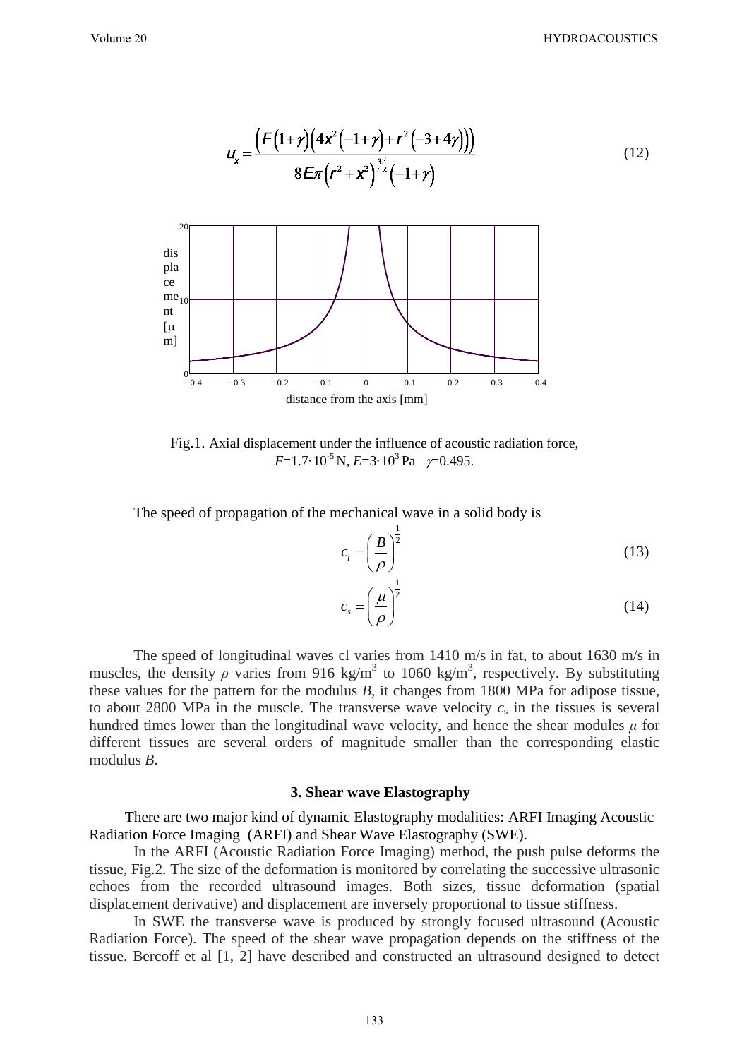$$u_x = \frac{\left(F\left(1+\gamma\right)\left(4x^2\left(-1+\gamma\right)+r^2\left(-3+4\gamma\right)\right)\right)}{8E\pi\left(r^2+x^2\right)^{3/2}\left(-1+\gamma\right)} \tag{12}$$

Fig.1. Axial displacement under the influence of acoustic radiation force, $F=1.7\cdot10^{-5}$ N, $E=3\cdot10^{3}$ Pa $\gamma=0.495$.

The speed of propagation of the mechanical wave in a solid body is

$$c_l = \left(\frac{B}{\rho}\right)^{\frac{1}{2}} \tag{13}$$

$$c_s = \left(\frac{\mu}{\rho}\right)^{\frac{1}{2}} \tag{14}$$

The speed of longitudinal waves cl varies from 1410 m/s in fat, to about 1630 m/s in muscles, the density $\rho$ varies from 916 kg/m$^3$ to 1060 kg/m$^3$, respectively. By substituting these values for the pattern for the modulus $B$, it changes from 1800 MPa for adipose tissue, to about 2800 MPa in the muscle. The transverse wave velocity $c_s$ in the tissues is several hundred times lower than the longitudinal wave velocity, and hence the shear modules $\mu$ for different tissues are several orders of magnitude smaller than the corresponding elastic modulus $B$.

### 3. Shear wave Elastography

There are two major kind of dynamic Elastography modalities: ARFI Imaging Acoustic Radiation Force Imaging (ARFI) and Shear Wave Elastography (SWE).

In the ARFI (Acoustic Radiation Force Imaging) method, the push pulse deforms the tissue, Fig.2. The size of the deformation is monitored by correlating the successive ultrasonic echoes from the recorded ultrasound images. Both sizes, tissue deformation (spatial displacement derivative) and displacement are inversely proportional to tissue stiffness.

In SWE the transverse wave is produced by strongly focused ultrasound (Acoustic Radiation Force). The speed of the shear wave propagation depends on the stiffness of the tissue. Bercoff et al [1, 2] have described and constructed an ultrasound designed to detect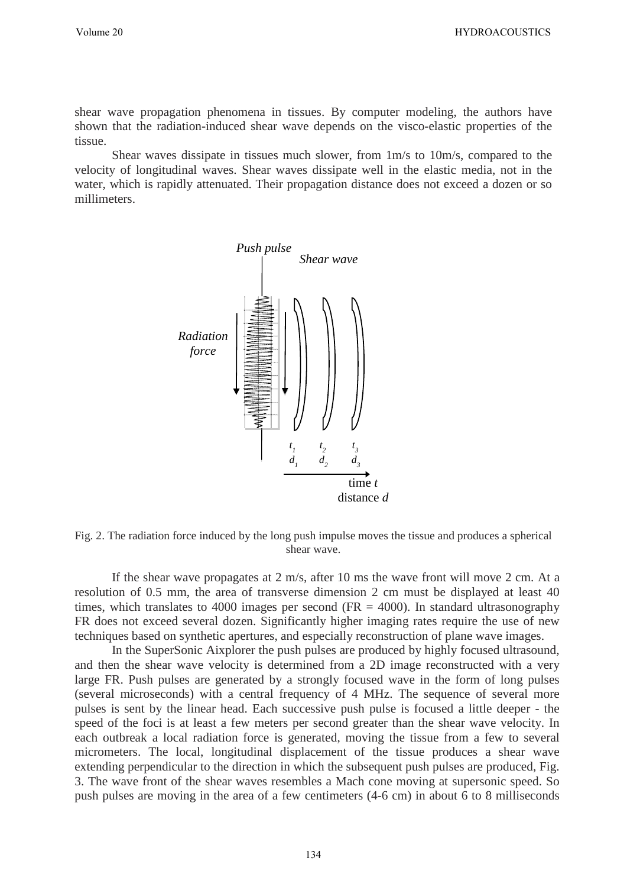shear wave propagation phenomena in tissues. By computer modeling, the authors have shown that the radiation-induced shear wave depends on the visco-elastic properties of the tissue.

Shear waves dissipate in tissues much slower, from 1m/s to 10m/s, compared to the velocity of longitudinal waves. Shear waves dissipate well in the elastic media, not in the water, which is rapidly attenuated. Their propagation distance does not exceed a dozen or so millimeters.

Fig. 2. The radiation force induced by the long push impulse moves the tissue and produces a spherical shear wave.

If the shear wave propagates at 2 m/s, after 10 ms the wave front will move 2 cm. At a resolution of 0.5 mm, the area of transverse dimension 2 cm must be displayed at least 40 times, which translates to 4000 images per second (FR = 4000). In standard ultrasonography FR does not exceed several dozen. Significantly higher imaging rates require the use of new techniques based on synthetic apertures, and especially reconstruction of plane wave images.

In the SuperSonic Aixplorer the push pulses are produced by highly focused ultrasound, and then the shear wave velocity is determined from a 2D image reconstructed with a very large FR. Push pulses are generated by a strongly focused wave in the form of long pulses (several microseconds) with a central frequency of 4 MHz. The sequence of several more pulses is sent by the linear head. Each successive push pulse is focused a little deeper - the speed of the foci is at least a few meters per second greater than the shear wave velocity. In each outbreak a local radiation force is generated, moving the tissue from a few to several micrometers. The local, longitudinal displacement of the tissue produces a shear wave extending perpendicular to the direction in which the subsequent push pulses are produced, Fig. 3. The wave front of the shear waves resembles a Mach cone moving at supersonic speed. So push pulses are moving in the area of a few centimeters (4-6 cm) in about 6 to 8 milliseconds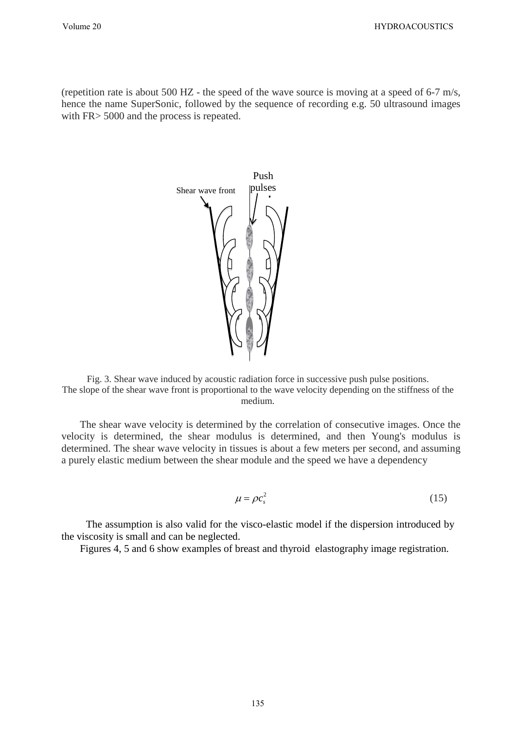(repetition rate is about 500 HZ - the speed of the wave source is moving at a speed of 6-7 m/s, hence the name SuperSonic, followed by the sequence of recording e.g. 50 ultrasound images with FR> 5000 and the process is repeated.

Fig. 3. Shear wave induced by acoustic radiation force in successive push pulse positions. The slope of the shear wave front is proportional to the wave velocity depending on the stiffness of the medium.

The shear wave velocity is determined by the correlation of consecutive images. Once the velocity is determined, the shear modulus is determined, and then Young's modulus is determined. The shear wave velocity in tissues is about a few meters per second, and assuming a purely elastic medium between the shear module and the speed we have a dependency

$$\mu = \rho c_s^2 \tag{15}$$

The assumption is also valid for the visco-elastic model if the dispersion introduced by the viscosity is small and can be neglected.

Figures 4, 5 and 6 show examples of breast and thyroid elastography image registration.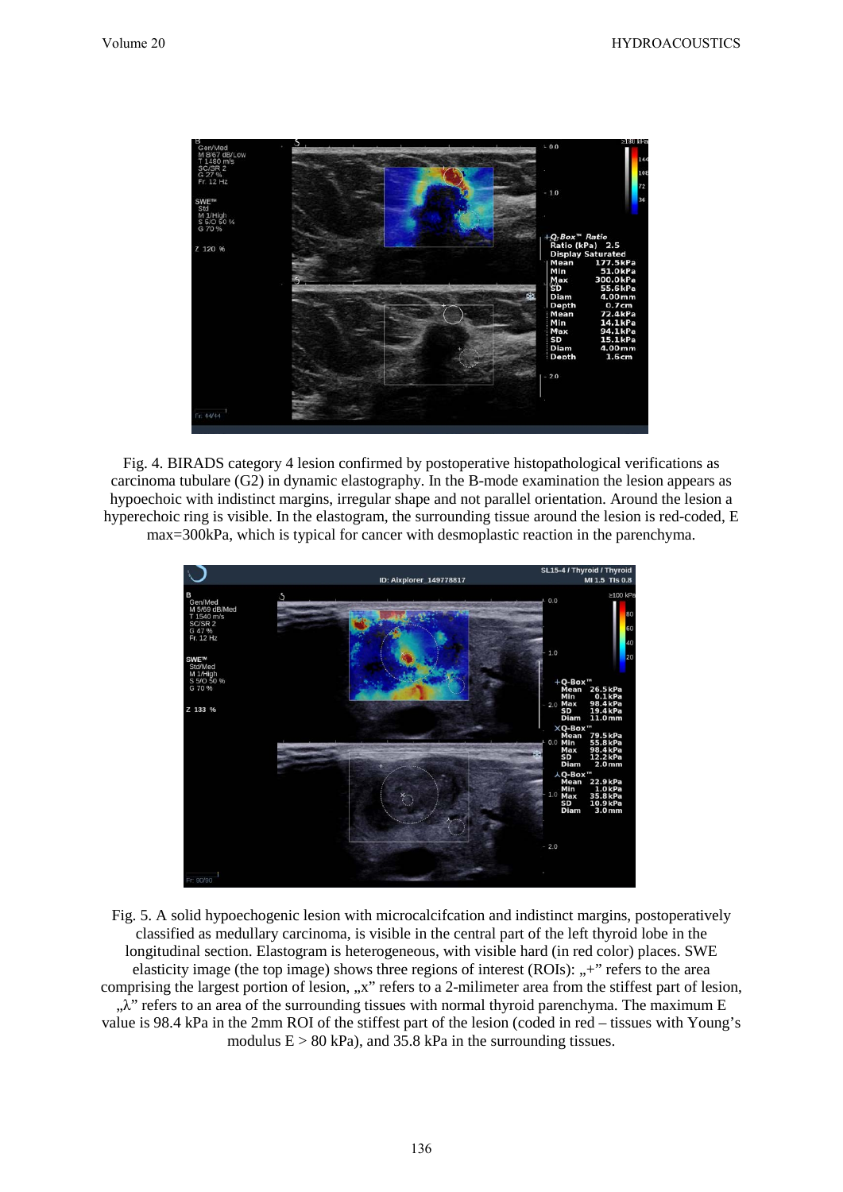Fig. 4. BIRADS category 4 lesion confirmed by postoperative histopathological verifications as carcinoma tubulare (G2) in dynamic elastography. In the B-mode examination the lesion appears as hypoechoic with indistinct margins, irregular shape and not parallel orientation. Around the lesion a hyperechoic ring is visible. In the elastogram, the surrounding tissue around the lesion is red-coded, E max=300kPa, which is typical for cancer with desmoplastic reaction in the parenchyma.

Fig. 5. A solid hypoechogenic lesion with microcalcifcation and indistinct margins, postoperatively classified as medullary carcinoma, is visible in the central part of the left thyroid lobe in the longitudinal section. Elastogram is heterogeneous, with visible hard (in red color) places. SWE elasticity image (the top image) shows three regions of interest (ROIs): „+" refers to the area comprising the largest portion of lesion, „x" refers to a 2-milimeter area from the stiffest part of lesion, „λ" refers to an area of the surrounding tissues with normal thyroid parenchyma. The maximum E value is 98.4 kPa in the 2mm ROI of the stiffest part of the lesion (coded in red – tissues with Young's modulus E > 80 kPa), and 35.8 kPa in the surrounding tissues.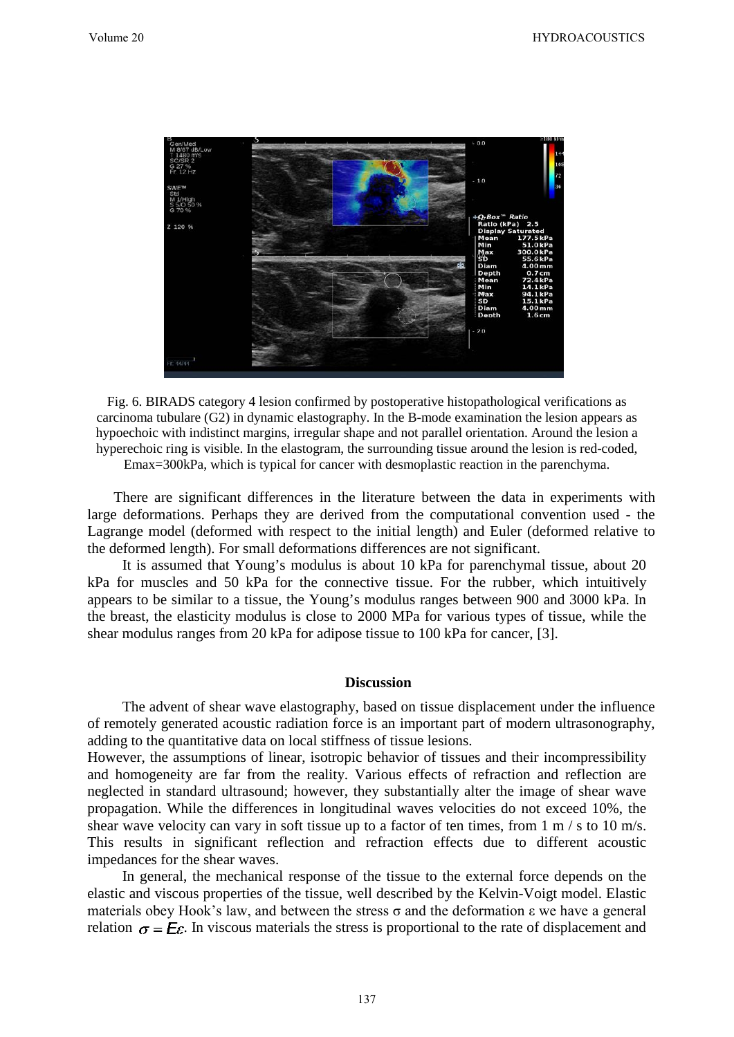Fig. 6. BIRADS category 4 lesion confirmed by postoperative histopathological verifications as carcinoma tubulare (G2) in dynamic elastography. In the B-mode examination the lesion appears as hypoechoic with indistinct margins, irregular shape and not parallel orientation. Around the lesion a hyperechoic ring is visible. In the elastogram, the surrounding tissue around the lesion is red-coded, Emax=300kPa, which is typical for cancer with desmoplastic reaction in the parenchyma.

There are significant differences in the literature between the data in experiments with large deformations. Perhaps they are derived from the computational convention used - the Lagrange model (deformed with respect to the initial length) and Euler (deformed relative to the deformed length). For small deformations differences are not significant.

It is assumed that Young's modulus is about 10 kPa for parenchymal tissue, about 20 kPa for muscles and 50 kPa for the connective tissue. For the rubber, which intuitively appears to be similar to a tissue, the Young's modulus ranges between 900 and 3000 kPa. In the breast, the elasticity modulus is close to 2000 MPa for various types of tissue, while the shear modulus ranges from 20 kPa for adipose tissue to 100 kPa for cancer, [3].

## Discussion

The advent of shear wave elastography, based on tissue displacement under the influence of remotely generated acoustic radiation force is an important part of modern ultrasonography, adding to the quantitative data on local stiffness of tissue lesions.

However, the assumptions of linear, isotropic behavior of tissues and their incompressibility and homogeneity are far from the reality. Various effects of refraction and reflection are neglected in standard ultrasound; however, they substantially alter the image of shear wave propagation. While the differences in longitudinal waves velocities do not exceed 10%, the shear wave velocity can vary in soft tissue up to a factor of ten times, from 1 m / s to 10 m/s. This results in significant reflection and refraction effects due to different acoustic impedances for the shear waves.

In general, the mechanical response of the tissue to the external force depends on the elastic and viscous properties of the tissue, well described by the Kelvin-Voigt model. Elastic materials obey Hook's law, and between the stress $\sigma$ and the deformation $\varepsilon$ we have a general relation $\sigma = E\varepsilon$. In viscous materials the stress is proportional to the rate of displacement and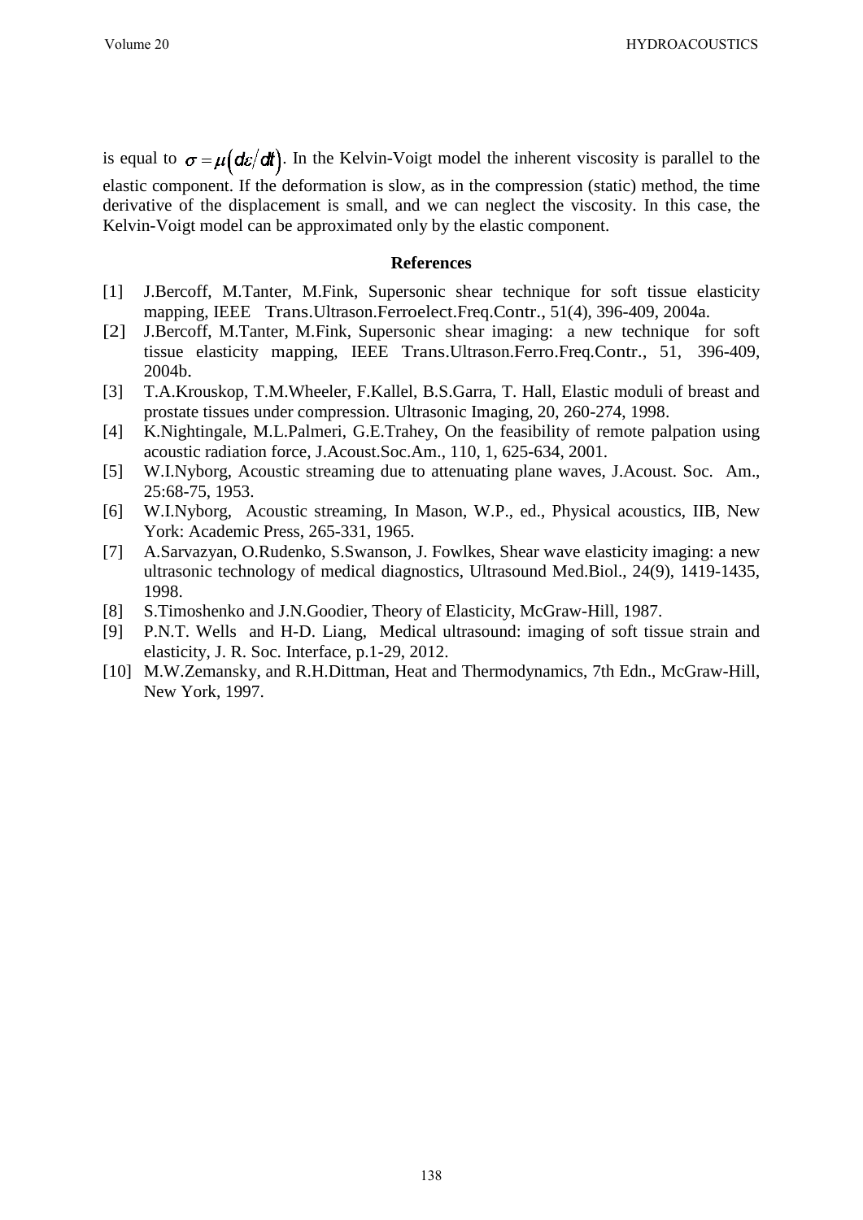is equal to $\sigma = \mu(d\varepsilon/dt)$. In the Kelvin-Voigt model the inherent viscosity is parallel to the elastic component. If the deformation is slow, as in the compression (static) method, the time derivative of the displacement is small, and we can neglect the viscosity. In this case, the Kelvin-Voigt model can be approximated only by the elastic component.

## References

[1] J.Bercoff, M.Tanter, M.Fink, Supersonic shear technique for soft tissue elasticity mapping, IEEE Trans.Ultrason.Ferroelect.Freq.Contr., 51(4), 396-409, 2004a.

[2] J.Bercoff, M.Tanter, M.Fink, Supersonic shear imaging: a new technique for soft tissue elasticity mapping, IEEE Trans.Ultrason.Ferro.Freq.Contr., 51, 396-409, 2004b.

[3] T.A.Krouskop, T.M.Wheeler, F.Kallel, B.S.Garra, T. Hall, Elastic moduli of breast and prostate tissues under compression. Ultrasonic Imaging, 20, 260-274, 1998.

[4] K.Nightingale, M.L.Palmeri, G.E.Trahey, On the feasibility of remote palpation using acoustic radiation force, J.Acoust.Soc.Am., 110, 1, 625-634, 2001.

[5] W.I.Nyborg, Acoustic streaming due to attenuating plane waves, J.Acoust. Soc. Am., 25:68-75, 1953.

[6] W.I.Nyborg, Acoustic streaming, In Mason, W.P., ed., Physical acoustics, IIB, New York: Academic Press, 265-331, 1965.

[7] A.Sarvazyan, O.Rudenko, S.Swanson, J. Fowlkes, Shear wave elasticity imaging: a new ultrasonic technology of medical diagnostics, Ultrasound Med.Biol., 24(9), 1419-1435, 1998.

[8] S.Timoshenko and J.N.Goodier, Theory of Elasticity, McGraw-Hill, 1987.

[9] P.N.T. Wells and H-D. Liang, Medical ultrasound: imaging of soft tissue strain and elasticity, J. R. Soc. Interface, p.1-29, 2012.

[10] M.W.Zemansky, and R.H.Dittman, Heat and Thermodynamics, 7th Edn., McGraw-Hill, New York, 1997.